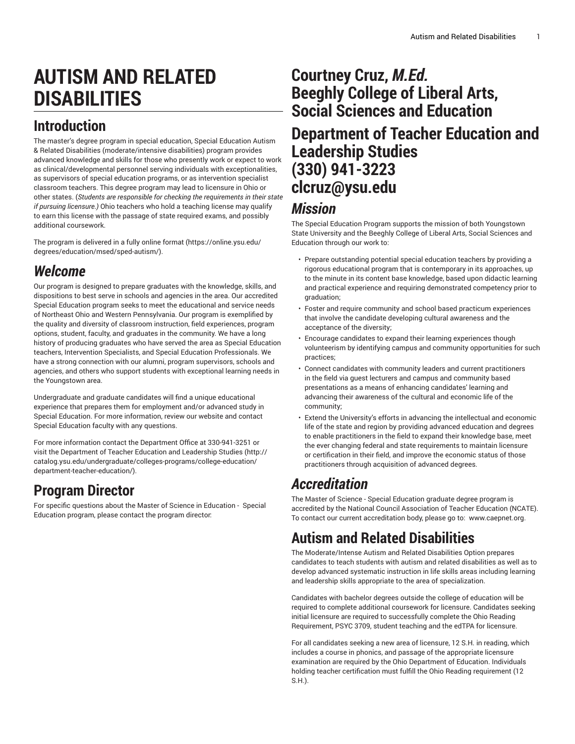# AUTISM AND RELATED DISABILITIES

## Introduction

The master's degree program in special education, Special Education Autism & Related Disabilities (moderate/intensive disabilities) program provides advanced knowledge and skills for those who presently work or expect to work as clinical/developmental personnel serving individuals with exceptionalities, as supervisors of special education programs, or as intervention specialist classroom teachers. This degree program may lead to licensure in Ohio or other states. (***Students are responsible for checking the requirements in their state if pursuing licensure.***) Ohio teachers who hold a teaching license may qualify to earn this license with the passage of state required exams, and possibly additional coursework.

The program is delivered in a fully online format (https://online.ysu.edu/degrees/education/msed/sped-autism/).

## *Welcome*

Our program is designed to prepare graduates with the knowledge, skills, and dispositions to best serve in schools and agencies in the area. Our accredited Special Education program seeks to meet the educational and service needs of Northeast Ohio and Western Pennsylvania. Our program is exemplified by the quality and diversity of classroom instruction, field experiences, program options, student, faculty, and graduates in the community. We have a long history of producing graduates who have served the area as Special Education teachers, Intervention Specialists, and Special Education Professionals. We have a strong connection with our alumni, program supervisors, schools and agencies, and others who support students with exceptional learning needs in the Youngstown area.

Undergraduate and graduate candidates will find a unique educational experience that prepares them for employment and/or advanced study in Special Education. For more information, review our website and contact Special Education faculty with any questions.

For more information contact the Department Office at 330-941-3251 or visit the Department of Teacher Education and Leadership Studies (http://catalog.ysu.edu/undergraduate/colleges-programs/college-education/department-teacher-education/).

## Program Director

For specific questions about the Master of Science in Education - Special Education program, please contact the program director:

## Courtney Cruz, *M.Ed.*
## Beeghly College of Liberal Arts, Social Sciences and Education

## Department of Teacher Education and Leadership Studies
## (330) 941-3223
## clcruz@ysu.edu

## *Mission*

The Special Education Program supports the mission of both Youngstown State University and the Beeghly College of Liberal Arts, Social Sciences and Education through our work to:

- Prepare outstanding potential special education teachers by providing a rigorous educational program that is contemporary in its approaches, up to the minute in its content base knowledge, based upon didactic learning and practical experience and requiring demonstrated competency prior to graduation;
- Foster and require community and school based practicum experiences that involve the candidate developing cultural awareness and the acceptance of the diversity;
- Encourage candidates to expand their learning experiences though volunteerism by identifying campus and community opportunities for such practices;
- Connect candidates with community leaders and current practitioners in the field via guest lecturers and campus and community based presentations as a means of enhancing candidates' learning and advancing their awareness of the cultural and economic life of the community;
- Extend the University's efforts in advancing the intellectual and economic life of the state and region by providing advanced education and degrees to enable practitioners in the field to expand their knowledge base, meet the ever changing federal and state requirements to maintain licensure or certification in their field, and improve the economic status of those practitioners through acquisition of advanced degrees.

## *Accreditation*

The Master of Science - Special Education graduate degree program is accredited by the National Council Association of Teacher Education (NCATE). To contact our current accreditation body, please go to: www.caepnet.org.

## Autism and Related Disabilities

The Moderate/Intense Autism and Related Disabilities Option prepares candidates to teach students with autism and related disabilities as well as to develop advanced systematic instruction in life skills areas including learning and leadership skills appropriate to the area of specialization.

Candidates with bachelor degrees outside the college of education will be required to complete additional coursework for licensure. Candidates seeking initial licensure are required to successfully complete the Ohio Reading Requirement, PSYC 3709, student teaching and the edTPA for licensure.

For all candidates seeking a new area of licensure, 12 S.H. in reading, which includes a course in phonics, and passage of the appropriate licensure examination are required by the Ohio Department of Education. Individuals holding teacher certification must fulfill the Ohio Reading requirement (12 S.H.).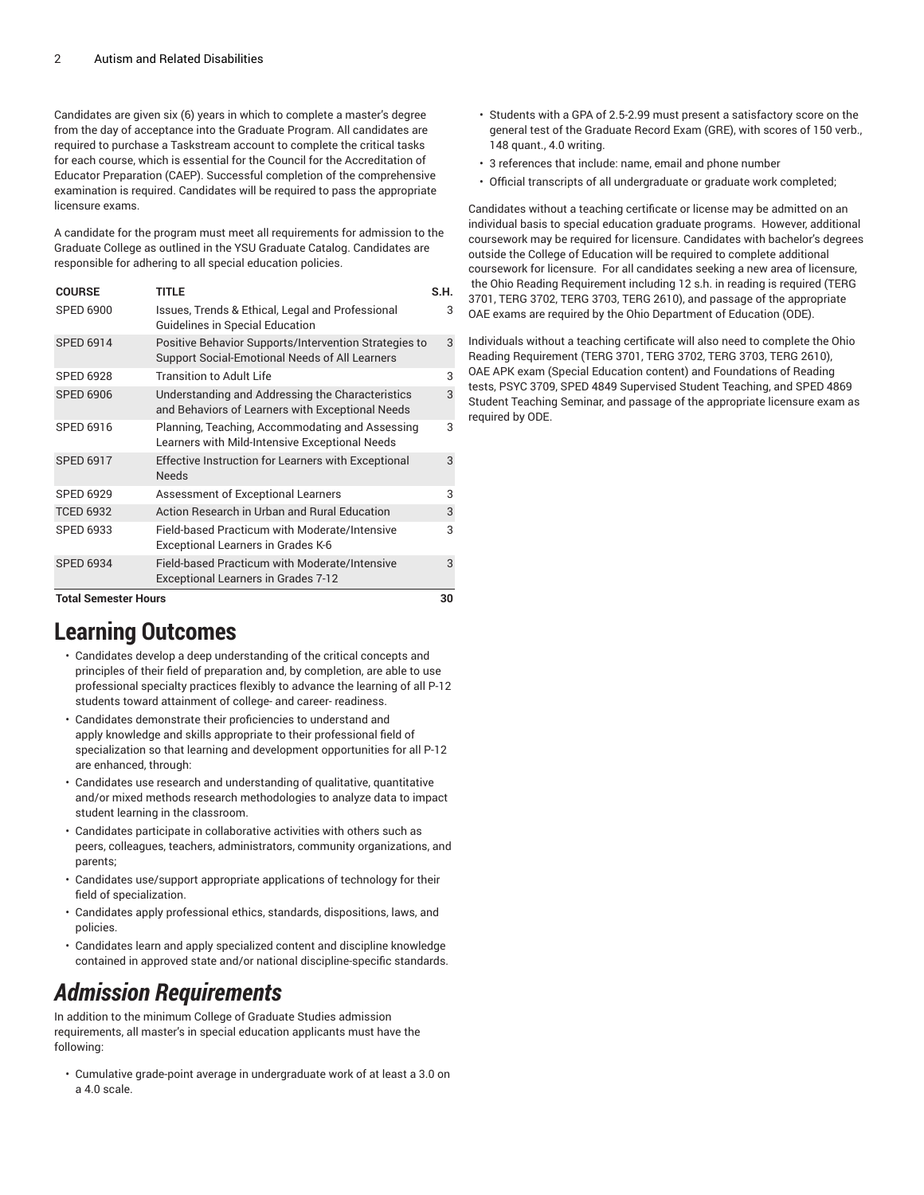Candidates are given six (6) years in which to complete a master's degree from the day of acceptance into the Graduate Program. All candidates are required to purchase a Taskstream account to complete the critical tasks for each course, which is essential for the Council for the Accreditation of Educator Preparation (CAEP). Successful completion of the comprehensive examination is required. Candidates will be required to pass the appropriate licensure exams.

A candidate for the program must meet all requirements for admission to the Graduate College as outlined in the YSU Graduate Catalog. Candidates are responsible for adhering to all special education policies.

| COURSE | TITLE | S.H. |
|---|---|---|
| SPED 6900 | Issues, Trends & Ethical, Legal and Professional Guidelines in Special Education | 3 |
| SPED 6914 | Positive Behavior Supports/Intervention Strategies to Support Social-Emotional Needs of All Learners | 3 |
| SPED 6928 | Transition to Adult Life | 3 |
| SPED 6906 | Understanding and Addressing the Characteristics and Behaviors of Learners with Exceptional Needs | 3 |
| SPED 6916 | Planning, Teaching, Accommodating and Assessing Learners with Mild-Intensive Exceptional Needs | 3 |
| SPED 6917 | Effective Instruction for Learners with Exceptional Needs | 3 |
| SPED 6929 | Assessment of Exceptional Learners | 3 |
| TCED 6932 | Action Research in Urban and Rural Education | 3 |
| SPED 6933 | Field-based Practicum with Moderate/Intensive Exceptional Learners in Grades K-6 | 3 |
| SPED 6934 | Field-based Practicum with Moderate/Intensive Exceptional Learners in Grades 7-12 | 3 |
| **Total Semester Hours** | | **30** |

## Learning Outcomes

- Candidates develop a deep understanding of the critical concepts and principles of their field of preparation and, by completion, are able to use professional specialty practices flexibly to advance the learning of all P-12 students toward attainment of college- and career- readiness.
- Candidates demonstrate their proficiencies to understand and apply knowledge and skills appropriate to their professional field of specialization so that learning and development opportunities for all P-12 are enhanced, through:
- Candidates use research and understanding of qualitative, quantitative and/or mixed methods research methodologies to analyze data to impact student learning in the classroom.
- Candidates participate in collaborative activities with others such as peers, colleagues, teachers, administrators, community organizations, and parents;
- Candidates use/support appropriate applications of technology for their field of specialization.
- Candidates apply professional ethics, standards, dispositions, laws, and policies.
- Candidates learn and apply specialized content and discipline knowledge contained in approved state and/or national discipline-specific standards.

## *Admission Requirements*

In addition to the minimum College of Graduate Studies admission requirements, all master's in special education applicants must have the following:

- Cumulative grade-point average in undergraduate work of at least a 3.0 on a 4.0 scale.
- Students with a GPA of 2.5-2.99 must present a satisfactory score on the general test of the Graduate Record Exam (GRE), with scores of 150 verb., 148 quant., 4.0 writing.
- 3 references that include: name, email and phone number
- Official transcripts of all undergraduate or graduate work completed;

Candidates without a teaching certificate or license may be admitted on an individual basis to special education graduate programs. However, additional coursework may be required for licensure. Candidates with bachelor's degrees outside the College of Education will be required to complete additional coursework for licensure. For all candidates seeking a new area of licensure, the Ohio Reading Requirement including 12 s.h. in reading is required (TERG 3701, TERG 3702, TERG 3703, TERG 2610), and passage of the appropriate OAE exams are required by the Ohio Department of Education (ODE).

Individuals without a teaching certificate will also need to complete the Ohio Reading Requirement (TERG 3701, TERG 3702, TERG 3703, TERG 2610), OAE APK exam (Special Education content) and Foundations of Reading tests, PSYC 3709, SPED 4849 Supervised Student Teaching, and SPED 4869 Student Teaching Seminar, and passage of the appropriate licensure exam as required by ODE.